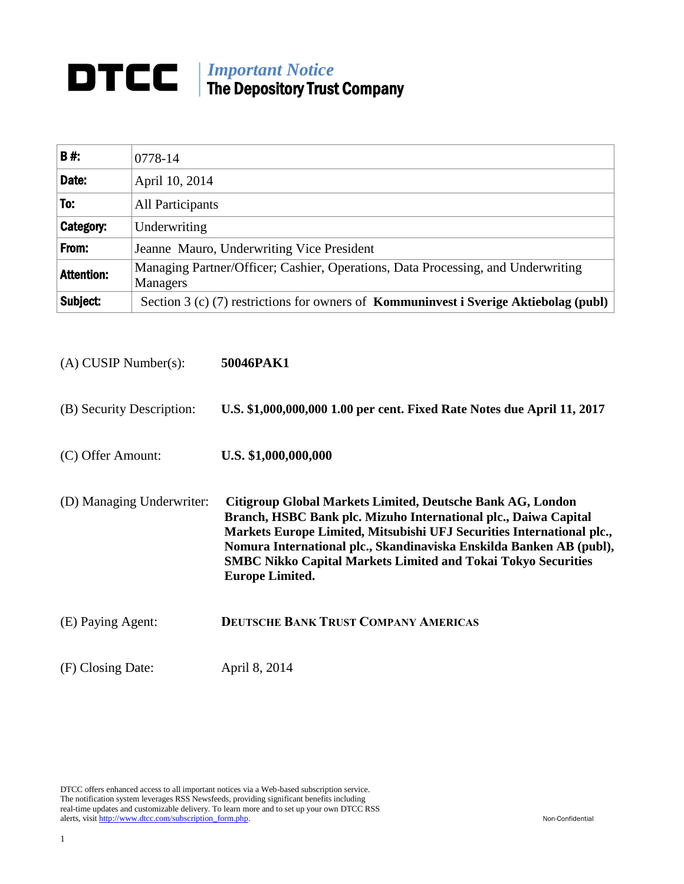# DTCC

*Important Notice*
**The Depository Trust Company**

| | |
|---|---|
| **B #:** | 0778-14 |
| **Date:** | April 10, 2014 |
| **To:** | All Participants |
| **Category:** | Underwriting |
| **From:** | Jeanne Mauro, Underwriting Vice President |
| **Attention:** | Managing Partner/Officer; Cashier, Operations, Data Processing, and Underwriting Managers |
| **Subject:** | Section 3 (c) (7) restrictions for owners of **Kommuninvest i Sverige Aktiebolag (publ)** |

(A) CUSIP Number(s): **50046PAK1**

(B) Security Description: **U.S. $1,000,000,000 1.00 per cent. Fixed Rate Notes due April 11, 2017**

(C) Offer Amount: **U.S. $1,000,000,000**

(D) Managing Underwriter: **Citigroup Global Markets Limited, Deutsche Bank AG, London Branch, HSBC Bank plc. Mizuho International plc., Daiwa Capital Markets Europe Limited, Mitsubishi UFJ Securities International plc., Nomura International plc., Skandinaviska Enskilda Banken AB (publ), SMBC Nikko Capital Markets Limited and Tokai Tokyo Securities Europe Limited.**

(E) Paying Agent: **DEUTSCHE BANK TRUST COMPANY AMERICAS**

(F) Closing Date: April 8, 2014

DTCC offers enhanced access to all important notices via a Web-based subscription service. The notification system leverages RSS Newsfeeds, providing significant benefits including real-time updates and customizable delivery. To learn more and to set up your own DTCC RSS alerts, visit http://www.dtcc.com/subscription_form.php.

Non-Confidential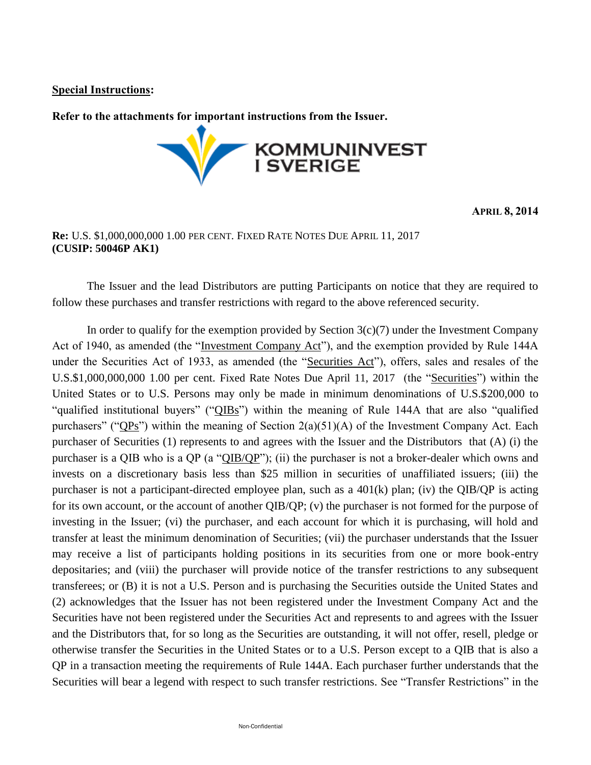**Special Instructions:**

**Refer to the attachments for important instructions from the Issuer.**

KOMMUNINVEST I SVERIGE

**APRIL 8, 2014**

**Re:** U.S. $1,000,000,000 1.00 PER CENT. FIXED RATE NOTES DUE APRIL 11, 2017
**(CUSIP: 50046P AK1)**

The Issuer and the lead Distributors are putting Participants on notice that they are required to follow these purchases and transfer restrictions with regard to the above referenced security.

In order to qualify for the exemption provided by Section 3(c)(7) under the Investment Company Act of 1940, as amended (the "Investment Company Act"), and the exemption provided by Rule 144A under the Securities Act of 1933, as amended (the "Securities Act"), offers, sales and resales of the U.S.$1,000,000,000 1.00 per cent. Fixed Rate Notes Due April 11, 2017 (the "Securities") within the United States or to U.S. Persons may only be made in minimum denominations of U.S.$200,000 to "qualified institutional buyers" ("QIBs") within the meaning of Rule 144A that are also "qualified purchasers" ("QPs") within the meaning of Section 2(a)(51)(A) of the Investment Company Act. Each purchaser of Securities (1) represents to and agrees with the Issuer and the Distributors that (A) (i) the purchaser is a QIB who is a QP (a "QIB/QP"); (ii) the purchaser is not a broker-dealer which owns and invests on a discretionary basis less than $25 million in securities of unaffiliated issuers; (iii) the purchaser is not a participant-directed employee plan, such as a 401(k) plan; (iv) the QIB/QP is acting for its own account, or the account of another QIB/QP; (v) the purchaser is not formed for the purpose of investing in the Issuer; (vi) the purchaser, and each account for which it is purchasing, will hold and transfer at least the minimum denomination of Securities; (vii) the purchaser understands that the Issuer may receive a list of participants holding positions in its securities from one or more book-entry depositaries; and (viii) the purchaser will provide notice of the transfer restrictions to any subsequent transferees; or (B) it is not a U.S. Person and is purchasing the Securities outside the United States and (2) acknowledges that the Issuer has not been registered under the Investment Company Act and the Securities have not been registered under the Securities Act and represents to and agrees with the Issuer and the Distributors that, for so long as the Securities are outstanding, it will not offer, resell, pledge or otherwise transfer the Securities in the United States or to a U.S. Person except to a QIB that is also a QP in a transaction meeting the requirements of Rule 144A. Each purchaser further understands that the Securities will bear a legend with respect to such transfer restrictions. See "Transfer Restrictions" in the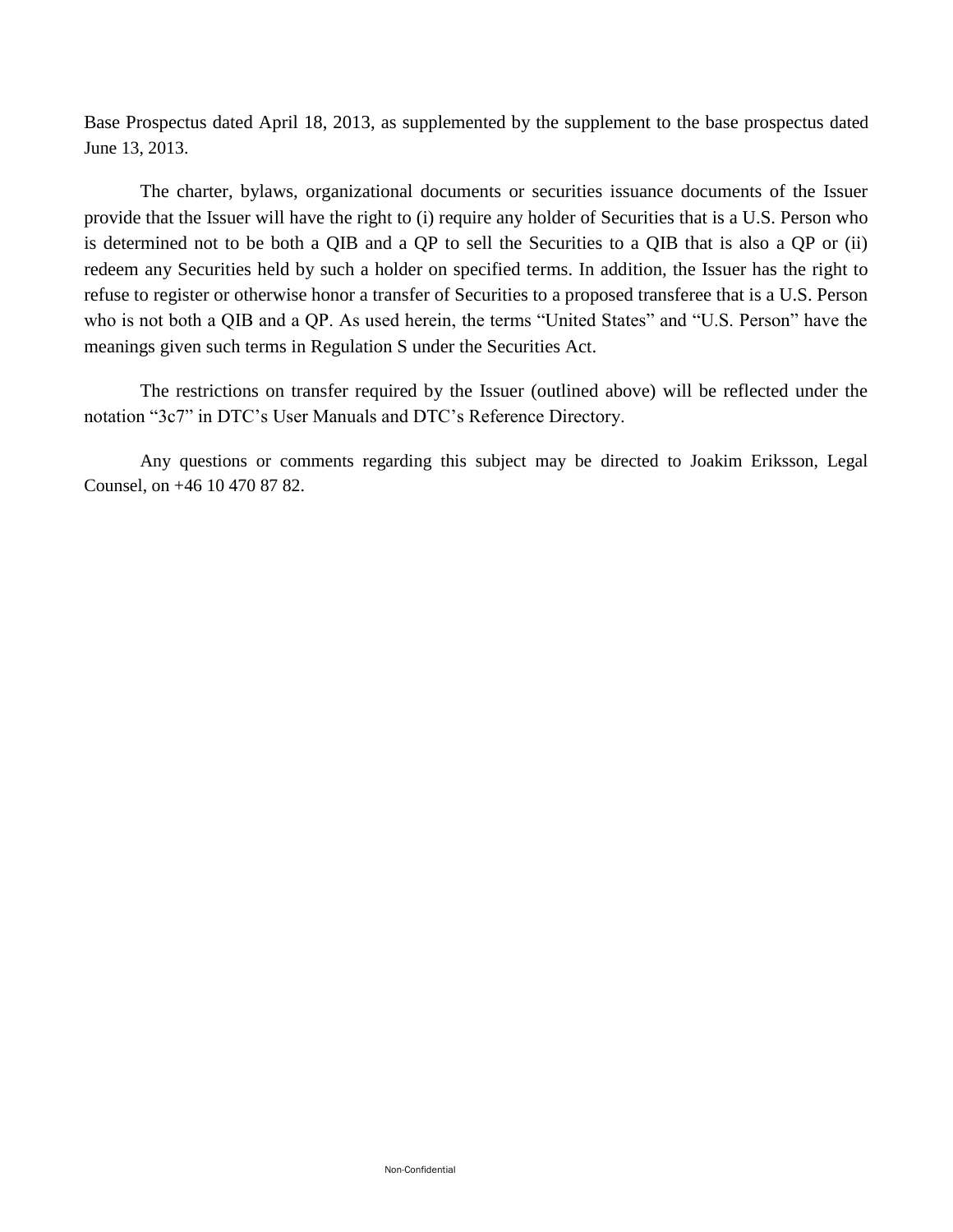Base Prospectus dated April 18, 2013, as supplemented by the supplement to the base prospectus dated June 13, 2013.

The charter, bylaws, organizational documents or securities issuance documents of the Issuer provide that the Issuer will have the right to (i) require any holder of Securities that is a U.S. Person who is determined not to be both a QIB and a QP to sell the Securities to a QIB that is also a QP or (ii) redeem any Securities held by such a holder on specified terms. In addition, the Issuer has the right to refuse to register or otherwise honor a transfer of Securities to a proposed transferee that is a U.S. Person who is not both a QIB and a QP. As used herein, the terms "United States" and "U.S. Person" have the meanings given such terms in Regulation S under the Securities Act.

The restrictions on transfer required by the Issuer (outlined above) will be reflected under the notation "3c7" in DTC's User Manuals and DTC's Reference Directory.

Any questions or comments regarding this subject may be directed to Joakim Eriksson, Legal Counsel, on +46 10 470 87 82.

Non-Confidential